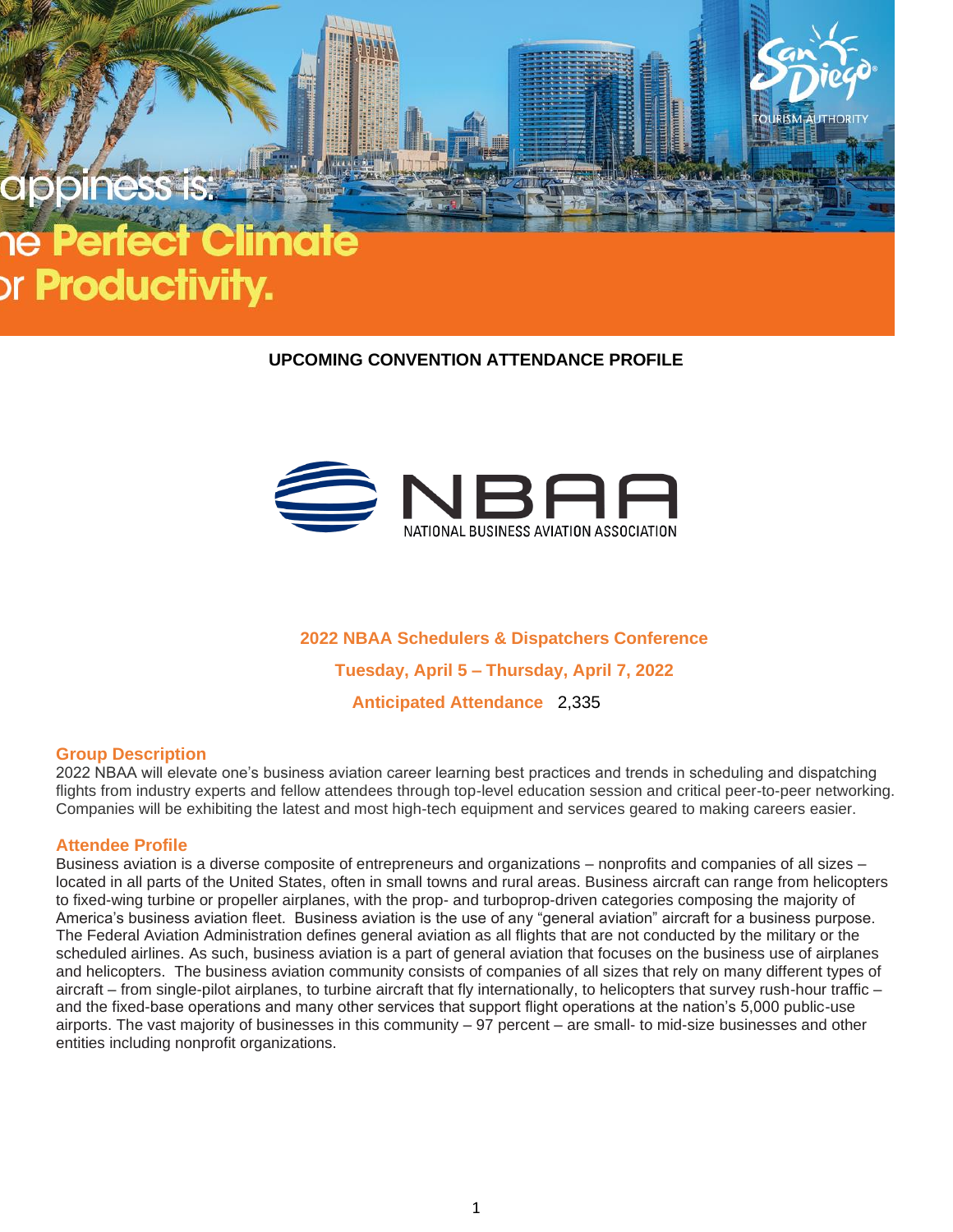appiness is:
ne **Perfect Climate**
or **Productivity.**

San Diego TOURISM AUTHORITY

**UPCOMING CONVENTION ATTENDANCE PROFILE**

NBAA
NATIONAL BUSINESS AVIATION ASSOCIATION

**2022 NBAA Schedulers & Dispatchers Conference**

**Tuesday, April 5 – Thursday, April 7, 2022**

**Anticipated Attendance** 2,335

## Group Description

2022 NBAA will elevate one's business aviation career learning best practices and trends in scheduling and dispatching flights from industry experts and fellow attendees through top-level education session and critical peer-to-peer networking. Companies will be exhibiting the latest and most high-tech equipment and services geared to making careers easier.

## Attendee Profile

Business aviation is a diverse composite of entrepreneurs and organizations – nonprofits and companies of all sizes – located in all parts of the United States, often in small towns and rural areas. Business aircraft can range from helicopters to fixed-wing turbine or propeller airplanes, with the prop- and turboprop-driven categories composing the majority of America's business aviation fleet. Business aviation is the use of any "general aviation" aircraft for a business purpose. The Federal Aviation Administration defines general aviation as all flights that are not conducted by the military or the scheduled airlines. As such, business aviation is a part of general aviation that focuses on the business use of airplanes and helicopters. The business aviation community consists of companies of all sizes that rely on many different types of aircraft – from single-pilot airplanes, to turbine aircraft that fly internationally, to helicopters that survey rush-hour traffic – and the fixed-base operations and many other services that support flight operations at the nation's 5,000 public-use airports. The vast majority of businesses in this community – 97 percent – are small- to mid-size businesses and other entities including nonprofit organizations.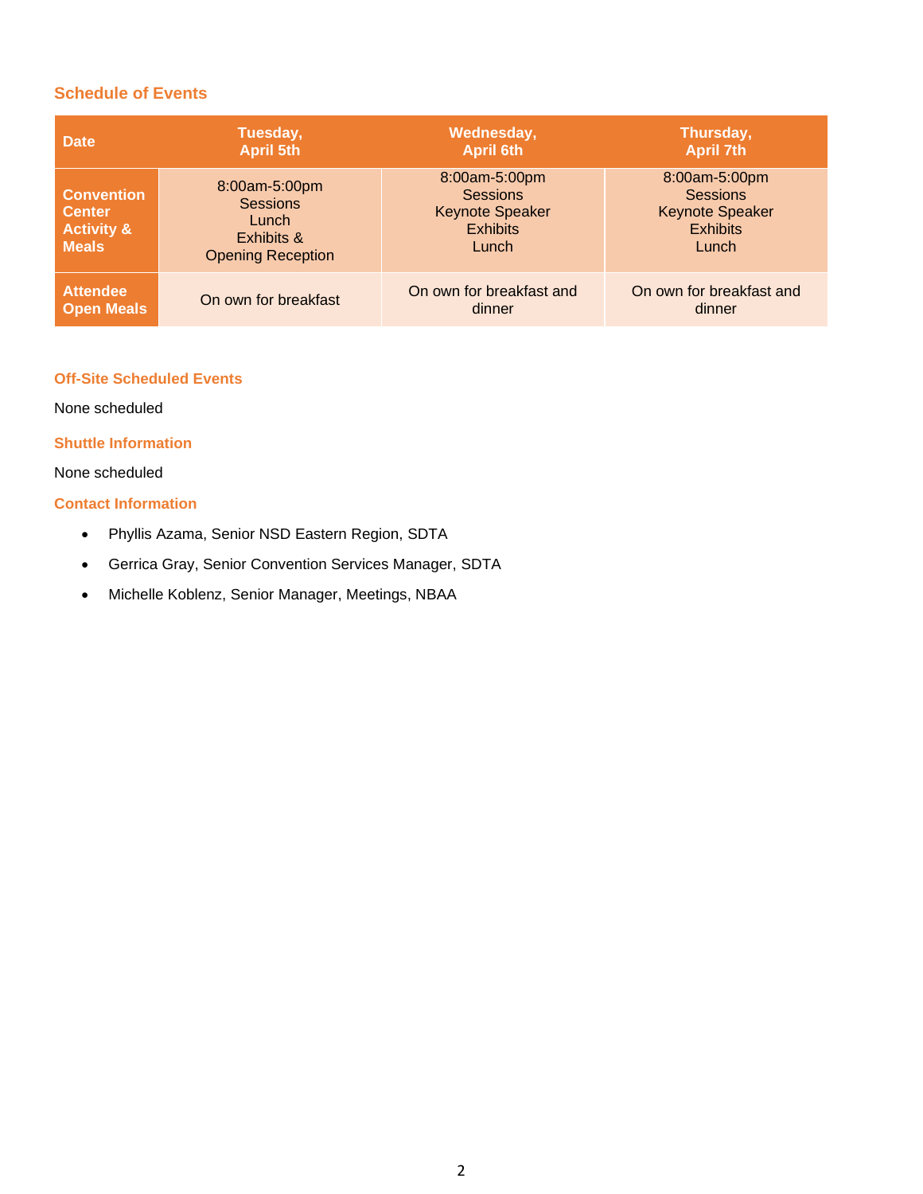## Schedule of Events

| Date | Tuesday, April 5th | Wednesday, April 6th | Thursday, April 7th |
|---|---|---|---|
| Convention Center Activity & Meals | 8:00am-5:00pm<br>Sessions<br>Lunch<br>Exhibits &<br>Opening Reception | 8:00am-5:00pm<br>Sessions<br>Keynote Speaker<br>Exhibits<br>Lunch | 8:00am-5:00pm<br>Sessions<br>Keynote Speaker<br>Exhibits<br>Lunch |
| Attendee Open Meals | On own for breakfast | On own for breakfast and dinner | On own for breakfast and dinner |

### Off-Site Scheduled Events

None scheduled

### Shuttle Information

None scheduled

### Contact Information

- Phyllis Azama, Senior NSD Eastern Region, SDTA
- Gerrica Gray, Senior Convention Services Manager, SDTA
- Michelle Koblenz, Senior Manager, Meetings, NBAA